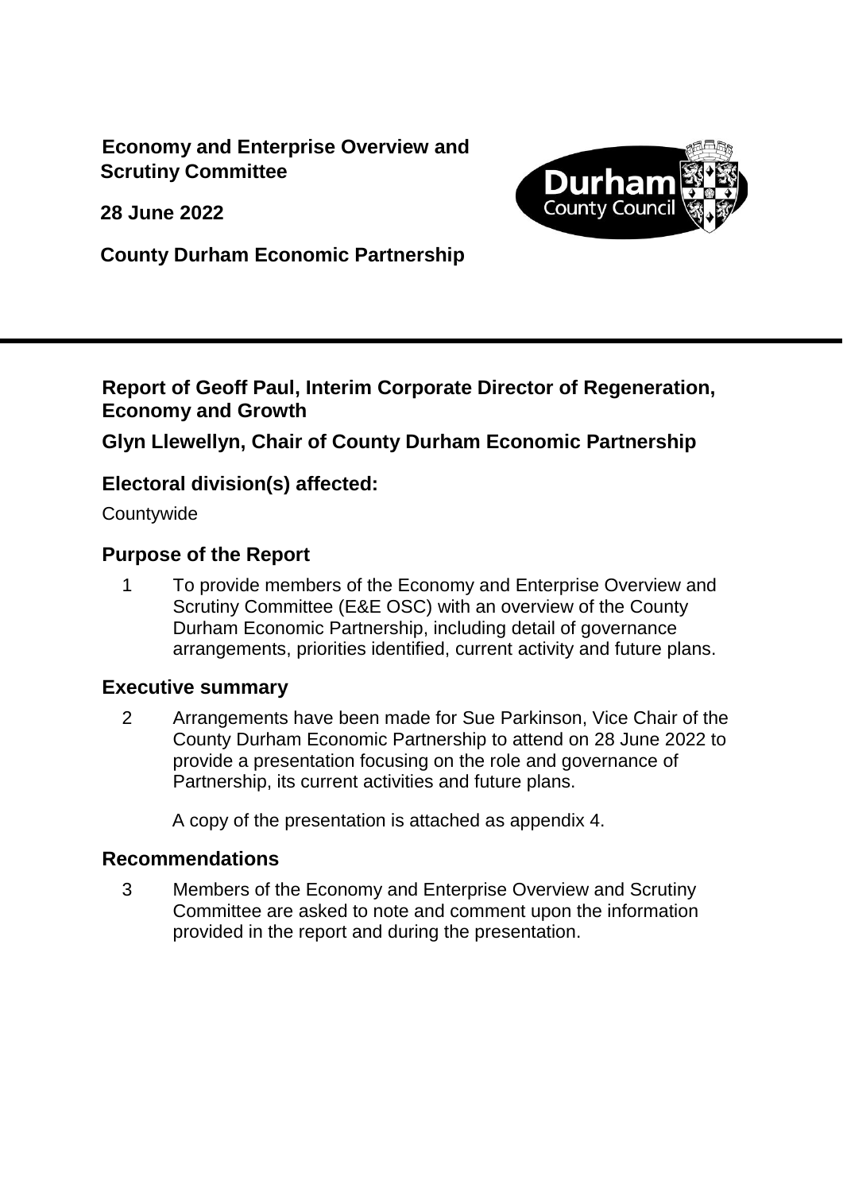**Economy and Enterprise Overview and Scrutiny Committee**

**28 June 2022**

**County Durham Economic Partnership**

---

**Report of Geoff Paul, Interim Corporate Director of Regeneration, Economy and Growth**

**Glyn Llewellyn, Chair of County Durham Economic Partnership**

## Electoral division(s) affected:

Countywide

## Purpose of the Report

1 To provide members of the Economy and Enterprise Overview and Scrutiny Committee (E&E OSC) with an overview of the County Durham Economic Partnership, including detail of governance arrangements, priorities identified, current activity and future plans.

## Executive summary

2 Arrangements have been made for Sue Parkinson, Vice Chair of the County Durham Economic Partnership to attend on 28 June 2022 to provide a presentation focusing on the role and governance of Partnership, its current activities and future plans.

A copy of the presentation is attached as appendix 4.

## Recommendations

3 Members of the Economy and Enterprise Overview and Scrutiny Committee are asked to note and comment upon the information provided in the report and during the presentation.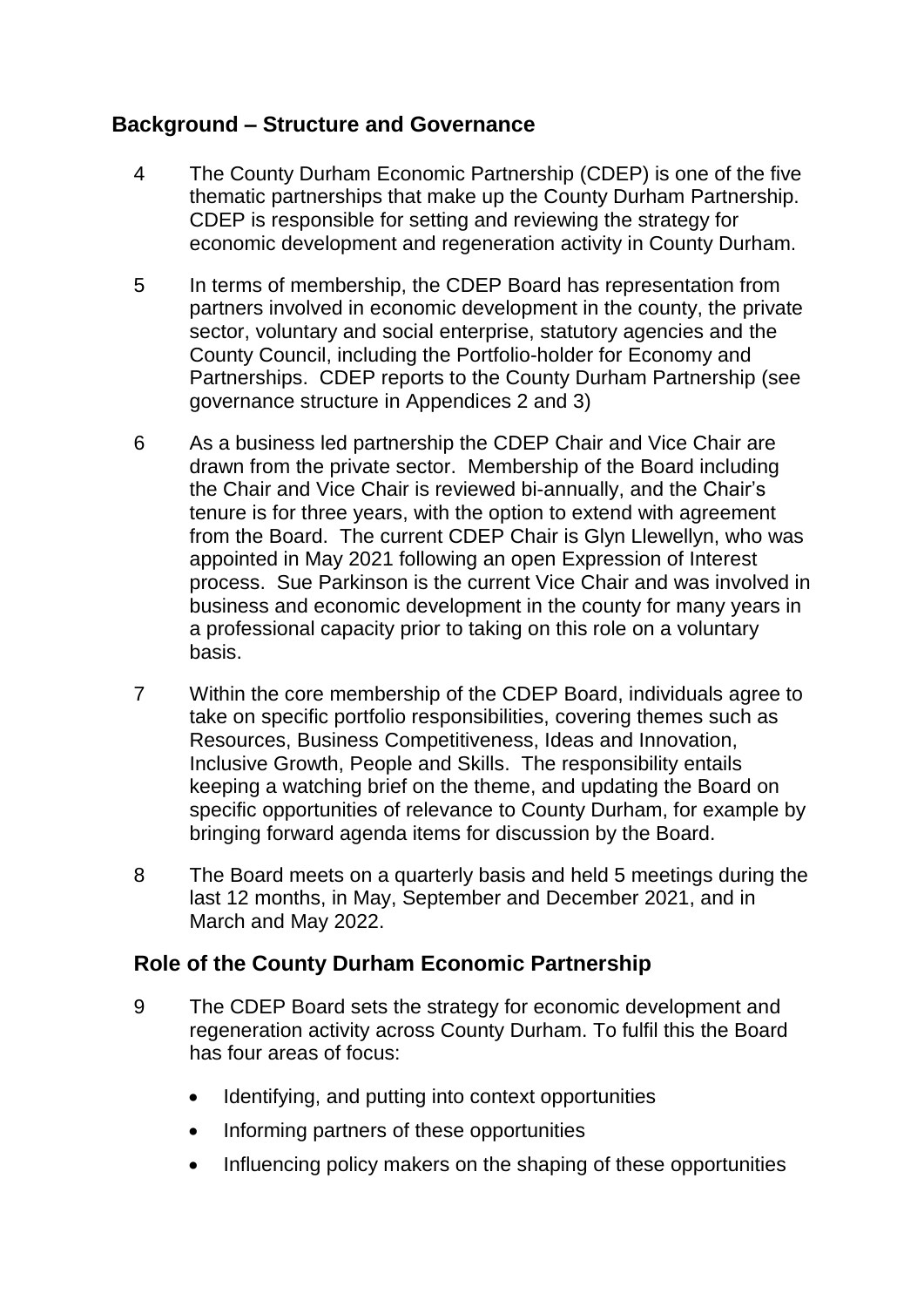## Background – Structure and Governance

4 The County Durham Economic Partnership (CDEP) is one of the five thematic partnerships that make up the County Durham Partnership. CDEP is responsible for setting and reviewing the strategy for economic development and regeneration activity in County Durham.

5 In terms of membership, the CDEP Board has representation from partners involved in economic development in the county, the private sector, voluntary and social enterprise, statutory agencies and the County Council, including the Portfolio-holder for Economy and Partnerships. CDEP reports to the County Durham Partnership (see governance structure in Appendices 2 and 3)

6 As a business led partnership the CDEP Chair and Vice Chair are drawn from the private sector. Membership of the Board including the Chair and Vice Chair is reviewed bi-annually, and the Chair's tenure is for three years, with the option to extend with agreement from the Board. The current CDEP Chair is Glyn Llewellyn, who was appointed in May 2021 following an open Expression of Interest process. Sue Parkinson is the current Vice Chair and was involved in business and economic development in the county for many years in a professional capacity prior to taking on this role on a voluntary basis.

7 Within the core membership of the CDEP Board, individuals agree to take on specific portfolio responsibilities, covering themes such as Resources, Business Competitiveness, Ideas and Innovation, Inclusive Growth, People and Skills. The responsibility entails keeping a watching brief on the theme, and updating the Board on specific opportunities of relevance to County Durham, for example by bringing forward agenda items for discussion by the Board.

8 The Board meets on a quarterly basis and held 5 meetings during the last 12 months, in May, September and December 2021, and in March and May 2022.

## Role of the County Durham Economic Partnership

9 The CDEP Board sets the strategy for economic development and regeneration activity across County Durham. To fulfil this the Board has four areas of focus:

- Identifying, and putting into context opportunities
- Informing partners of these opportunities
- Influencing policy makers on the shaping of these opportunities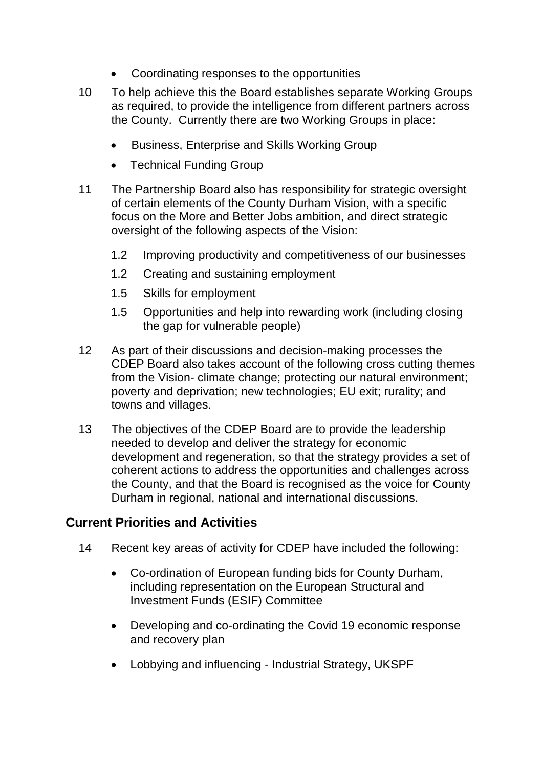- Coordinating responses to the opportunities

10 To help achieve this the Board establishes separate Working Groups as required, to provide the intelligence from different partners across the County. Currently there are two Working Groups in place:

- Business, Enterprise and Skills Working Group
- Technical Funding Group

11 The Partnership Board also has responsibility for strategic oversight of certain elements of the County Durham Vision, with a specific focus on the More and Better Jobs ambition, and direct strategic oversight of the following aspects of the Vision:

1.2 Improving productivity and competitiveness of our businesses

1.2 Creating and sustaining employment

1.5 Skills for employment

1.5 Opportunities and help into rewarding work (including closing the gap for vulnerable people)

12 As part of their discussions and decision-making processes the CDEP Board also takes account of the following cross cutting themes from the Vision- climate change; protecting our natural environment; poverty and deprivation; new technologies; EU exit; rurality; and towns and villages.

13 The objectives of the CDEP Board are to provide the leadership needed to develop and deliver the strategy for economic development and regeneration, so that the strategy provides a set of coherent actions to address the opportunities and challenges across the County, and that the Board is recognised as the voice for County Durham in regional, national and international discussions.

## Current Priorities and Activities

14 Recent key areas of activity for CDEP have included the following:

- Co-ordination of European funding bids for County Durham, including representation on the European Structural and Investment Funds (ESIF) Committee
- Developing and co-ordinating the Covid 19 economic response and recovery plan
- Lobbying and influencing - Industrial Strategy, UKSPF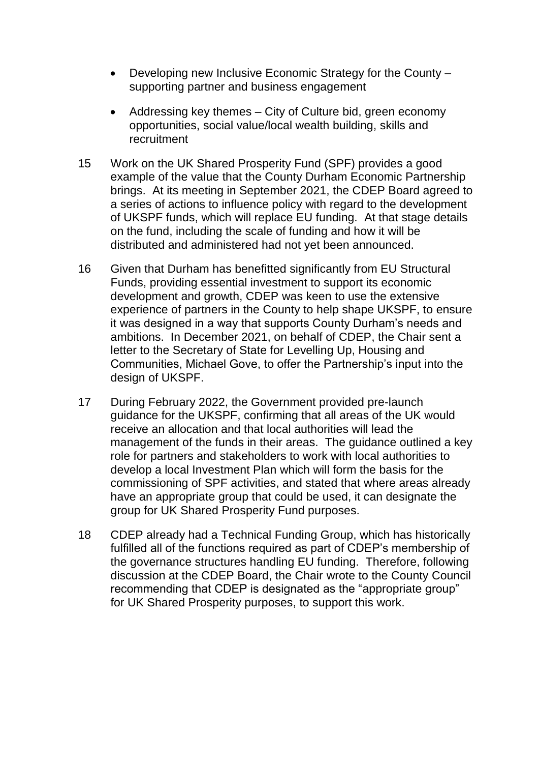- Developing new Inclusive Economic Strategy for the County – supporting partner and business engagement
- Addressing key themes – City of Culture bid, green economy opportunities, social value/local wealth building, skills and recruitment

15 Work on the UK Shared Prosperity Fund (SPF) provides a good example of the value that the County Durham Economic Partnership brings. At its meeting in September 2021, the CDEP Board agreed to a series of actions to influence policy with regard to the development of UKSPF funds, which will replace EU funding. At that stage details on the fund, including the scale of funding and how it will be distributed and administered had not yet been announced.

16 Given that Durham has benefitted significantly from EU Structural Funds, providing essential investment to support its economic development and growth, CDEP was keen to use the extensive experience of partners in the County to help shape UKSPF, to ensure it was designed in a way that supports County Durham's needs and ambitions. In December 2021, on behalf of CDEP, the Chair sent a letter to the Secretary of State for Levelling Up, Housing and Communities, Michael Gove, to offer the Partnership's input into the design of UKSPF.

17 During February 2022, the Government provided pre-launch guidance for the UKSPF, confirming that all areas of the UK would receive an allocation and that local authorities will lead the management of the funds in their areas. The guidance outlined a key role for partners and stakeholders to work with local authorities to develop a local Investment Plan which will form the basis for the commissioning of SPF activities, and stated that where areas already have an appropriate group that could be used, it can designate the group for UK Shared Prosperity Fund purposes.

18 CDEP already had a Technical Funding Group, which has historically fulfilled all of the functions required as part of CDEP's membership of the governance structures handling EU funding. Therefore, following discussion at the CDEP Board, the Chair wrote to the County Council recommending that CDEP is designated as the "appropriate group" for UK Shared Prosperity purposes, to support this work.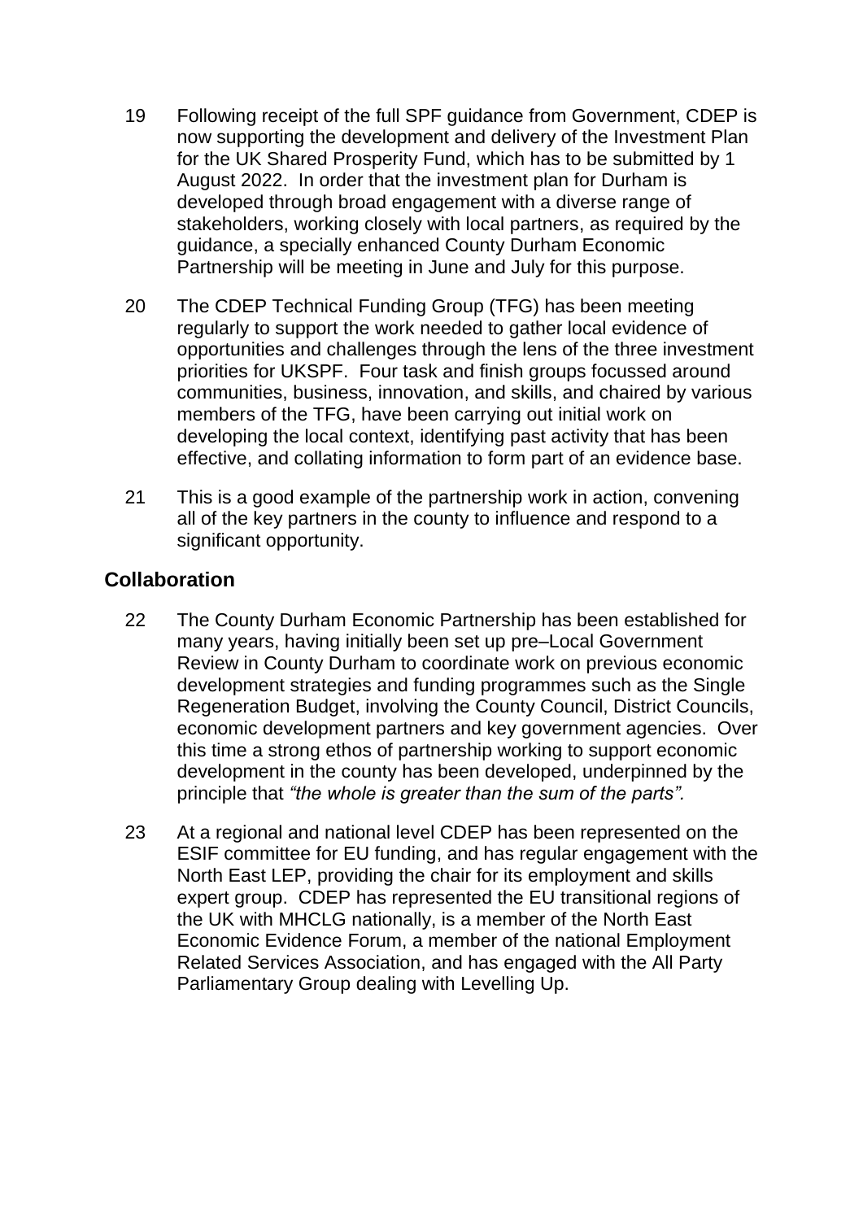19 Following receipt of the full SPF guidance from Government, CDEP is now supporting the development and delivery of the Investment Plan for the UK Shared Prosperity Fund, which has to be submitted by 1 August 2022. In order that the investment plan for Durham is developed through broad engagement with a diverse range of stakeholders, working closely with local partners, as required by the guidance, a specially enhanced County Durham Economic Partnership will be meeting in June and July for this purpose.

20 The CDEP Technical Funding Group (TFG) has been meeting regularly to support the work needed to gather local evidence of opportunities and challenges through the lens of the three investment priorities for UKSPF. Four task and finish groups focussed around communities, business, innovation, and skills, and chaired by various members of the TFG, have been carrying out initial work on developing the local context, identifying past activity that has been effective, and collating information to form part of an evidence base.

21 This is a good example of the partnership work in action, convening all of the key partners in the county to influence and respond to a significant opportunity.

## Collaboration

22 The County Durham Economic Partnership has been established for many years, having initially been set up pre–Local Government Review in County Durham to coordinate work on previous economic development strategies and funding programmes such as the Single Regeneration Budget, involving the County Council, District Councils, economic development partners and key government agencies. Over this time a strong ethos of partnership working to support economic development in the county has been developed, underpinned by the principle that *"the whole is greater than the sum of the parts".*

23 At a regional and national level CDEP has been represented on the ESIF committee for EU funding, and has regular engagement with the North East LEP, providing the chair for its employment and skills expert group. CDEP has represented the EU transitional regions of the UK with MHCLG nationally, is a member of the North East Economic Evidence Forum, a member of the national Employment Related Services Association, and has engaged with the All Party Parliamentary Group dealing with Levelling Up.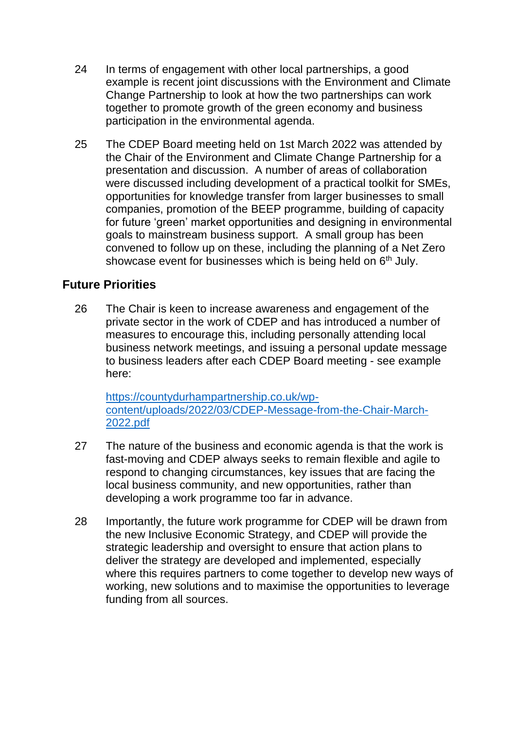24 In terms of engagement with other local partnerships, a good example is recent joint discussions with the Environment and Climate Change Partnership to look at how the two partnerships can work together to promote growth of the green economy and business participation in the environmental agenda.

25 The CDEP Board meeting held on 1st March 2022 was attended by the Chair of the Environment and Climate Change Partnership for a presentation and discussion. A number of areas of collaboration were discussed including development of a practical toolkit for SMEs, opportunities for knowledge transfer from larger businesses to small companies, promotion of the BEEP programme, building of capacity for future 'green' market opportunities and designing in environmental goals to mainstream business support. A small group has been convened to follow up on these, including the planning of a Net Zero showcase event for businesses which is being held on 6th July.

## Future Priorities

26 The Chair is keen to increase awareness and engagement of the private sector in the work of CDEP and has introduced a number of measures to encourage this, including personally attending local business network meetings, and issuing a personal update message to business leaders after each CDEP Board meeting - see example here:

[https://countydurhampartnership.co.uk/wp-content/uploads/2022/03/CDEP-Message-from-the-Chair-March-2022.pdf](https://countydurhampartnership.co.uk/wp-content/uploads/2022/03/CDEP-Message-from-the-Chair-March-2022.pdf)

27 The nature of the business and economic agenda is that the work is fast-moving and CDEP always seeks to remain flexible and agile to respond to changing circumstances, key issues that are facing the local business community, and new opportunities, rather than developing a work programme too far in advance.

28 Importantly, the future work programme for CDEP will be drawn from the new Inclusive Economic Strategy, and CDEP will provide the strategic leadership and oversight to ensure that action plans to deliver the strategy are developed and implemented, especially where this requires partners to come together to develop new ways of working, new solutions and to maximise the opportunities to leverage funding from all sources.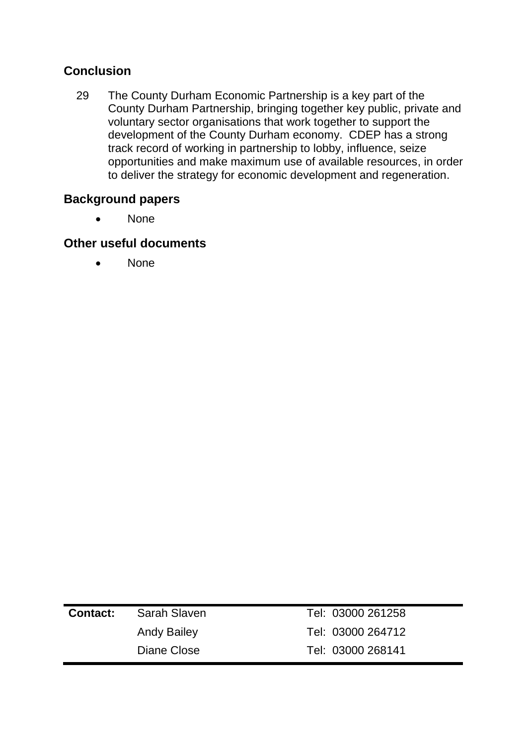## Conclusion

29 The County Durham Economic Partnership is a key part of the County Durham Partnership, bringing together key public, private and voluntary sector organisations that work together to support the development of the County Durham economy. CDEP has a strong track record of working in partnership to lobby, influence, seize opportunities and make maximum use of available resources, in order to deliver the strategy for economic development and regeneration.

## Background papers

- None

## Other useful documents

- None

| Contact: | Sarah Slaven | Tel: 03000 261258 |
|---|---|---|
| | Andy Bailey | Tel: 03000 264712 |
| | Diane Close | Tel: 03000 268141 |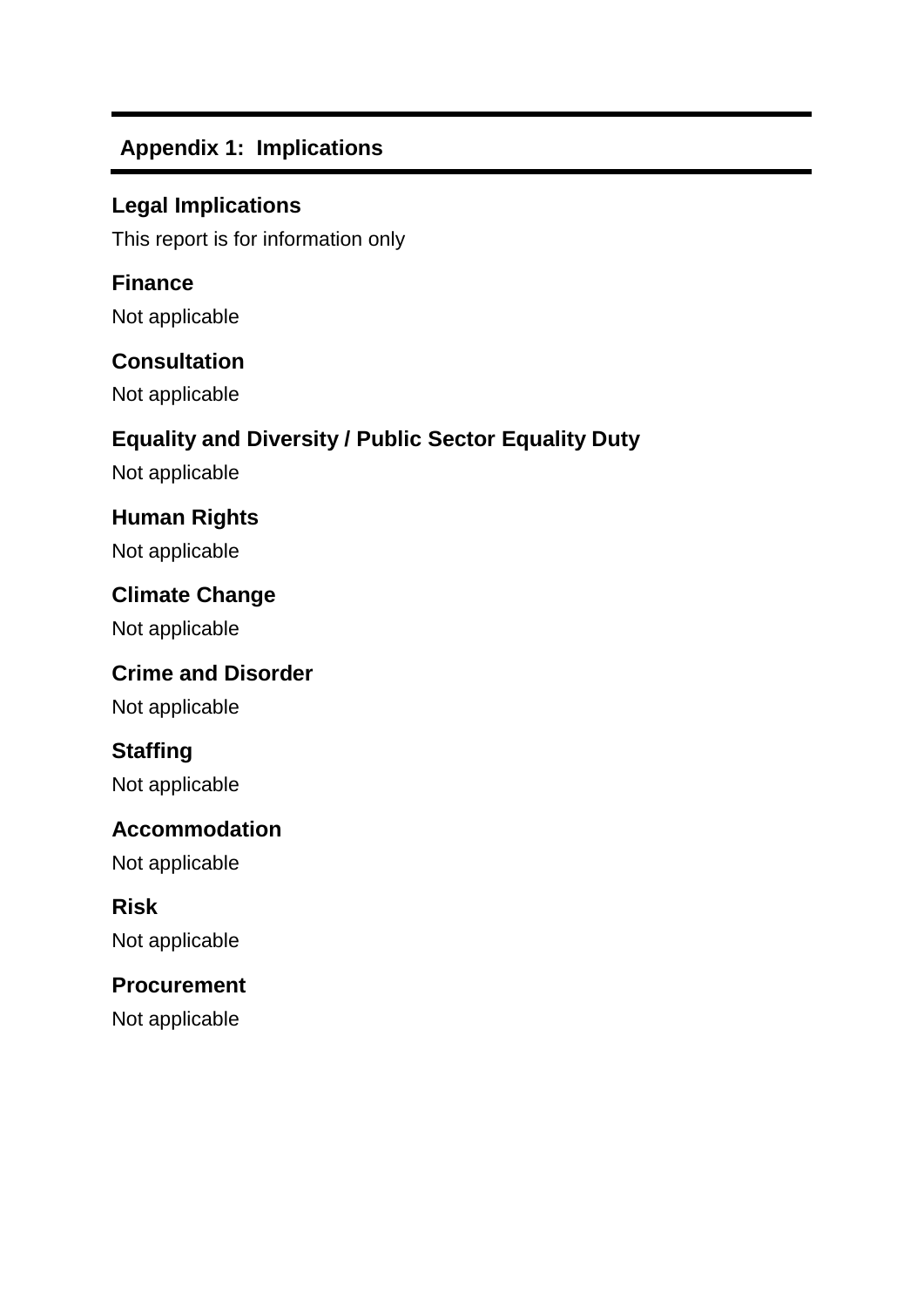## Appendix 1: Implications

### Legal Implications

This report is for information only

### Finance

Not applicable

### Consultation

Not applicable

### Equality and Diversity / Public Sector Equality Duty

Not applicable

### Human Rights

Not applicable

### Climate Change

Not applicable

### Crime and Disorder

Not applicable

### Staffing

Not applicable

### Accommodation

Not applicable

### Risk

Not applicable

### Procurement

Not applicable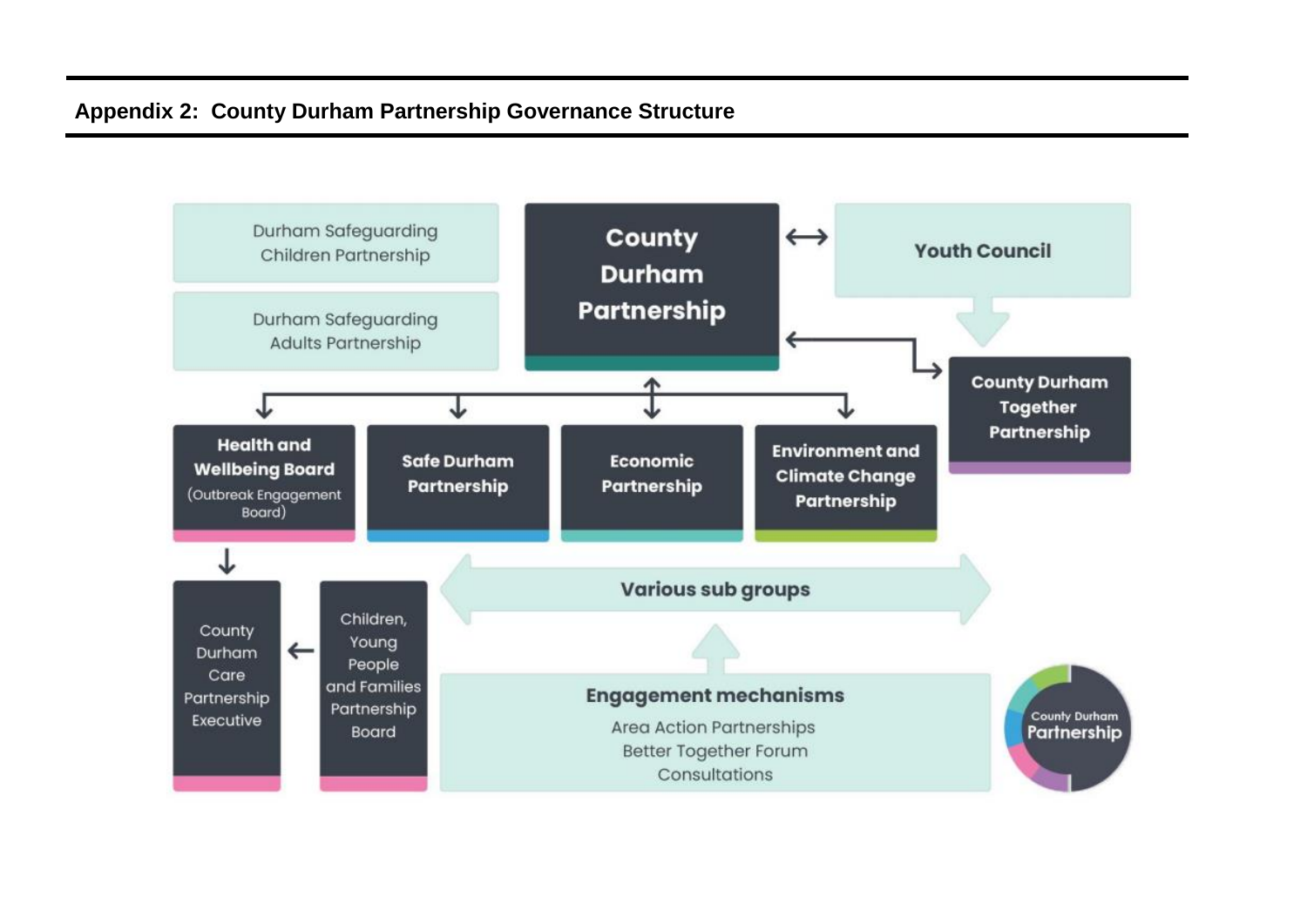## Appendix 2: County Durham Partnership Governance Structure

Durham Safeguarding Children Partnership

Durham Safeguarding Adults Partnership

**County Durham Partnership**

**Youth Council**

**County Durham Together Partnership**

**Health and Wellbeing Board** (Outbreak Engagement Board)

**Safe Durham Partnership**

**Economic Partnership**

**Environment and Climate Change Partnership**

County Durham Care Partnership Executive

Children, Young People and Families Partnership Board

**Various sub groups**

**Engagement mechanisms**

Area Action Partnerships

Better Together Forum

Consultations

County Durham Partnership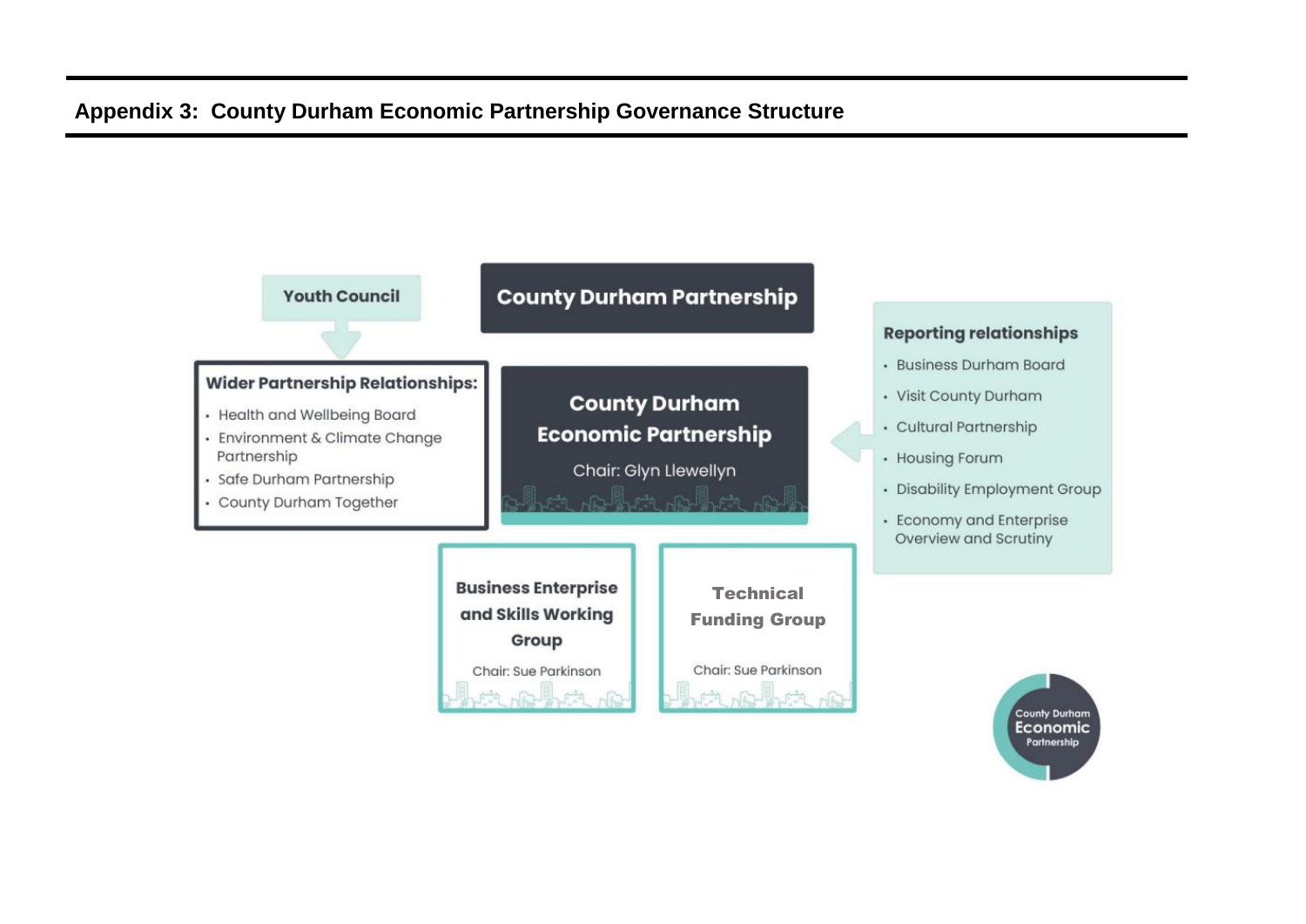## Appendix 3: County Durham Economic Partnership Governance Structure

Youth Council

County Durham Partnership

**Wider Partnership Relationships:**

- Health and Wellbeing Board
- Environment & Climate Change Partnership
- Safe Durham Partnership
- County Durham Together

**County Durham Economic Partnership**

Chair: Glyn Llewellyn

**Reporting relationships**

- Business Durham Board
- Visit County Durham
- Cultural Partnership
- Housing Forum
- Disability Employment Group
- Economy and Enterprise Overview and Scrutiny

**Business Enterprise and Skills Working Group**

Chair: Sue Parkinson

**Technical Funding Group**

Chair: Sue Parkinson

County Durham Economic Partnership